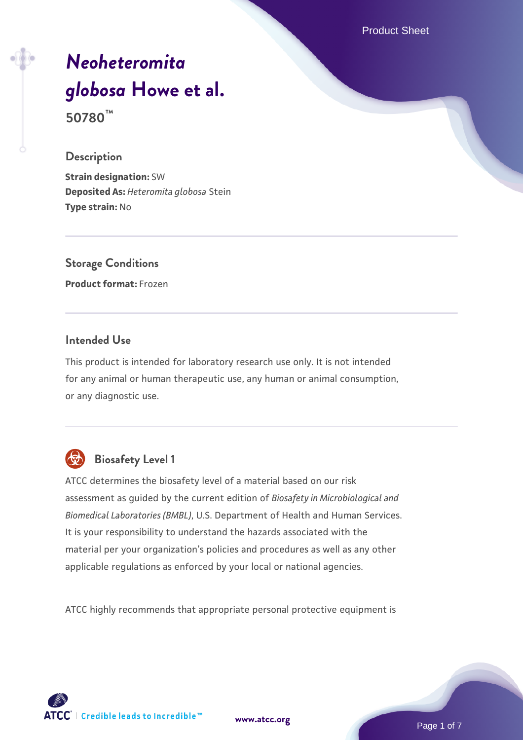# *Neoheteromita globosa* Howe et al.

**50780™**

## Description

**Strain designation:** SW
**Deposited As:** *Heteromita globosa* Stein
**Type strain:** No

## Storage Conditions

**Product format:** Frozen

## Intended Use

This product is intended for laboratory research use only. It is not intended for any animal or human therapeutic use, any human or animal consumption, or any diagnostic use.

## Biosafety Level 1

ATCC determines the biosafety level of a material based on our risk assessment as guided by the current edition of *Biosafety in Microbiological and Biomedical Laboratories (BMBL)*, U.S. Department of Health and Human Services. It is your responsibility to understand the hazards associated with the material per your organization's policies and procedures as well as any other applicable regulations as enforced by your local or national agencies.

ATCC highly recommends that appropriate personal protective equipment is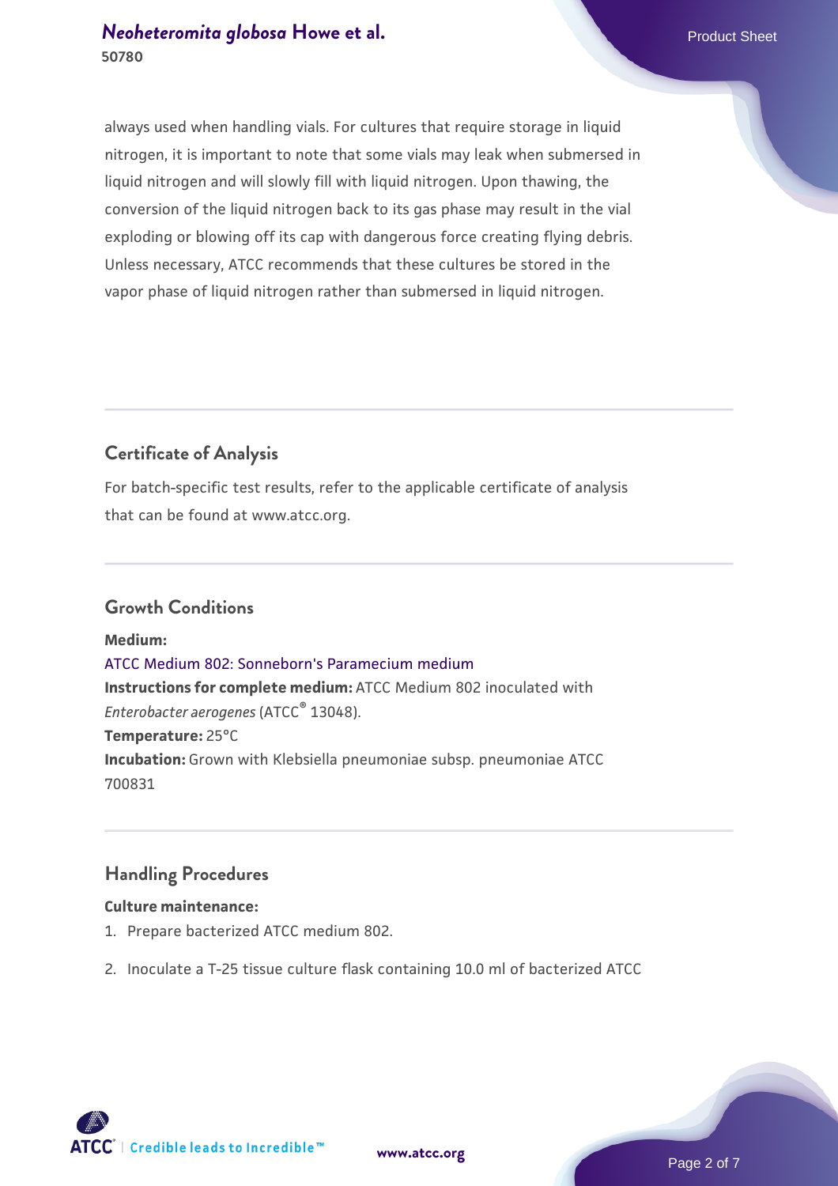always used when handling vials. For cultures that require storage in liquid nitrogen, it is important to note that some vials may leak when submersed in liquid nitrogen and will slowly fill with liquid nitrogen. Upon thawing, the conversion of the liquid nitrogen back to its gas phase may result in the vial exploding or blowing off its cap with dangerous force creating flying debris. Unless necessary, ATCC recommends that these cultures be stored in the vapor phase of liquid nitrogen rather than submersed in liquid nitrogen.

## Certificate of Analysis

For batch-specific test results, refer to the applicable certificate of analysis that can be found at www.atcc.org.

## Growth Conditions

**Medium:**
ATCC Medium 802: Sonneborn's Paramecium medium
**Instructions for complete medium:** ATCC Medium 802 inoculated with *Enterobacter aerogenes* (ATCC® 13048).
**Temperature:** 25°C
**Incubation:** Grown with Klebsiella pneumoniae subsp. pneumoniae ATCC 700831

## Handling Procedures

**Culture maintenance:**

1. Prepare bacterized ATCC medium 802.
2. Inoculate a T-25 tissue culture flask containing 10.0 ml of bacterized ATCC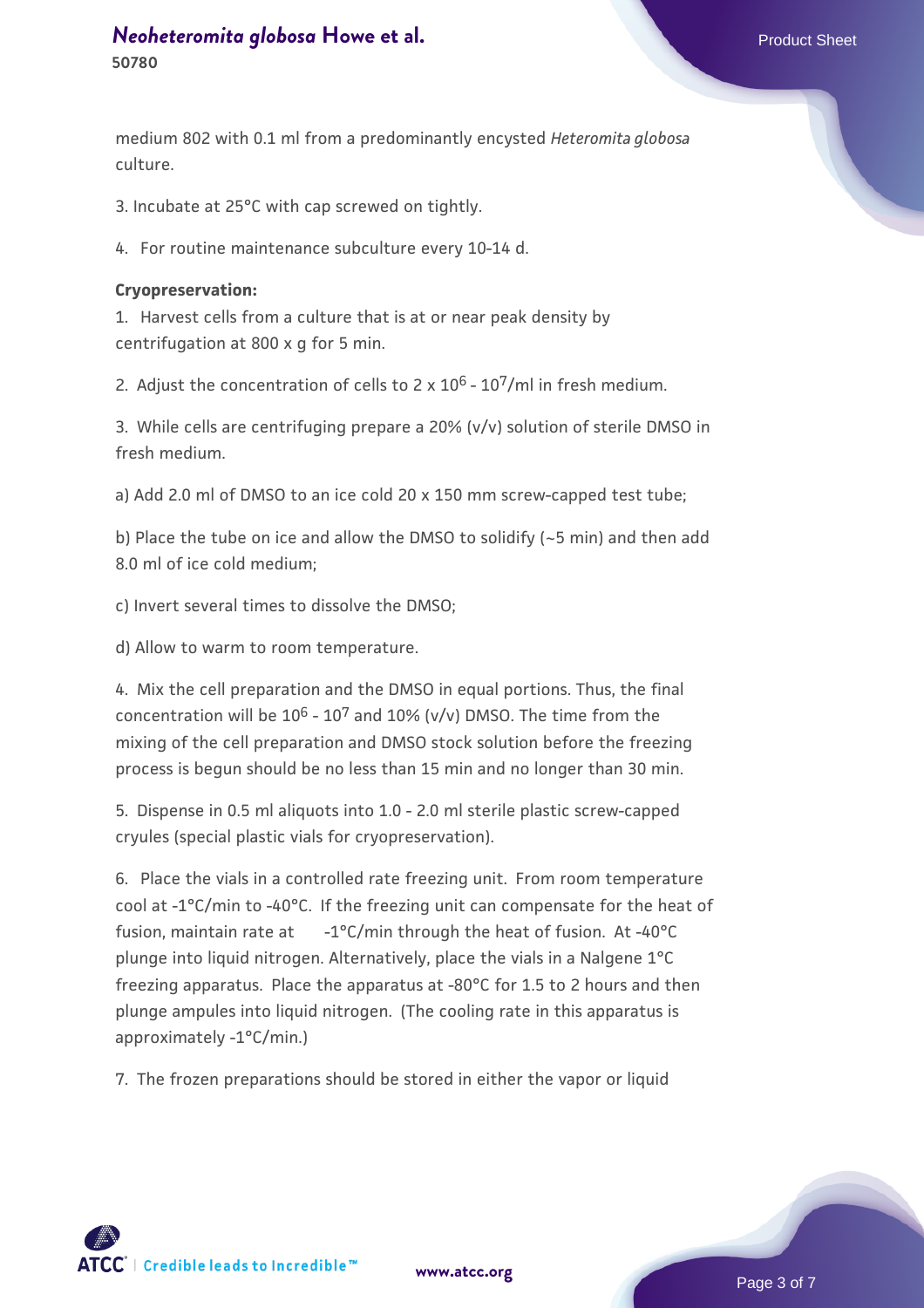medium 802 with 0.1 ml from a predominantly encysted *Heteromita globosa* culture.

3. Incubate at 25°C with cap screwed on tightly.

4. For routine maintenance subculture every 10-14 d.

**Cryopreservation:**

1. Harvest cells from a culture that is at or near peak density by centrifugation at 800 x g for 5 min.

2. Adjust the concentration of cells to 2 x $10^6$ - $10^7$/ml in fresh medium.

3. While cells are centrifuging prepare a 20% (v/v) solution of sterile DMSO in fresh medium.

a) Add 2.0 ml of DMSO to an ice cold 20 x 150 mm screw-capped test tube;

b) Place the tube on ice and allow the DMSO to solidify (~5 min) and then add 8.0 ml of ice cold medium;

c) Invert several times to dissolve the DMSO;

d) Allow to warm to room temperature.

4. Mix the cell preparation and the DMSO in equal portions. Thus, the final concentration will be $10^6$ - $10^7$ and 10% (v/v) DMSO. The time from the mixing of the cell preparation and DMSO stock solution before the freezing process is begun should be no less than 15 min and no longer than 30 min.

5. Dispense in 0.5 ml aliquots into 1.0 - 2.0 ml sterile plastic screw-capped cryules (special plastic vials for cryopreservation).

6. Place the vials in a controlled rate freezing unit. From room temperature cool at -1°C/min to -40°C. If the freezing unit can compensate for the heat of fusion, maintain rate at -1°C/min through the heat of fusion. At -40°C plunge into liquid nitrogen. Alternatively, place the vials in a Nalgene 1°C freezing apparatus. Place the apparatus at -80°C for 1.5 to 2 hours and then plunge ampules into liquid nitrogen. (The cooling rate in this apparatus is approximately -1°C/min.)

7. The frozen preparations should be stored in either the vapor or liquid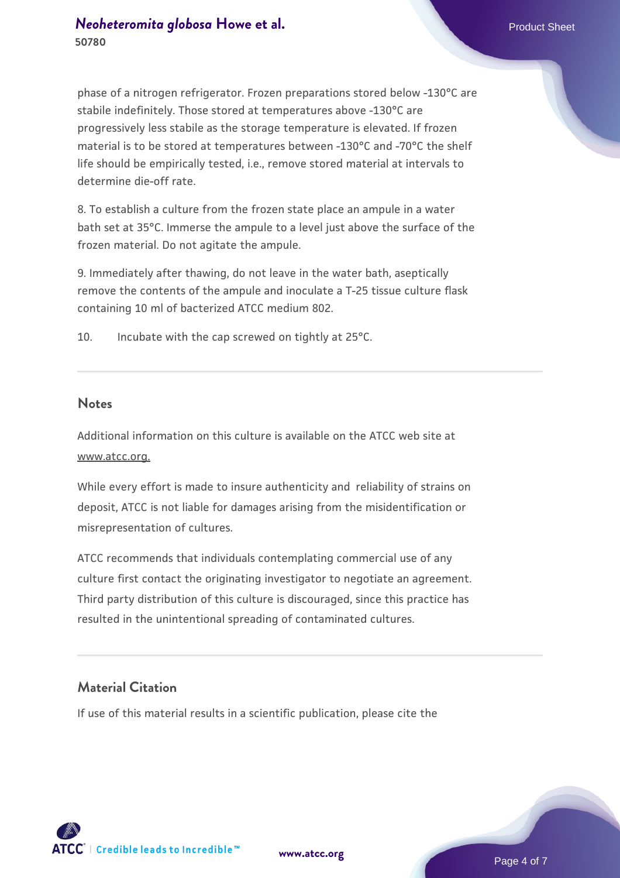phase of a nitrogen refrigerator. Frozen preparations stored below -130°C are stabile indefinitely. Those stored at temperatures above -130°C are progressively less stabile as the storage temperature is elevated. If frozen material is to be stored at temperatures between -130°C and -70°C the shelf life should be empirically tested, i.e., remove stored material at intervals to determine die-off rate.

8. To establish a culture from the frozen state place an ampule in a water bath set at 35°C. Immerse the ampule to a level just above the surface of the frozen material. Do not agitate the ampule.

9. Immediately after thawing, do not leave in the water bath, aseptically remove the contents of the ampule and inoculate a T-25 tissue culture flask containing 10 ml of bacterized ATCC medium 802.

10. Incubate with the cap screwed on tightly at 25°C.

## Notes

Additional information on this culture is available on the ATCC web site at www.atcc.org.

While every effort is made to insure authenticity and reliability of strains on deposit, ATCC is not liable for damages arising from the misidentification or misrepresentation of cultures.

ATCC recommends that individuals contemplating commercial use of any culture first contact the originating investigator to negotiate an agreement. Third party distribution of this culture is discouraged, since this practice has resulted in the unintentional spreading of contaminated cultures.

## Material Citation

If use of this material results in a scientific publication, please cite the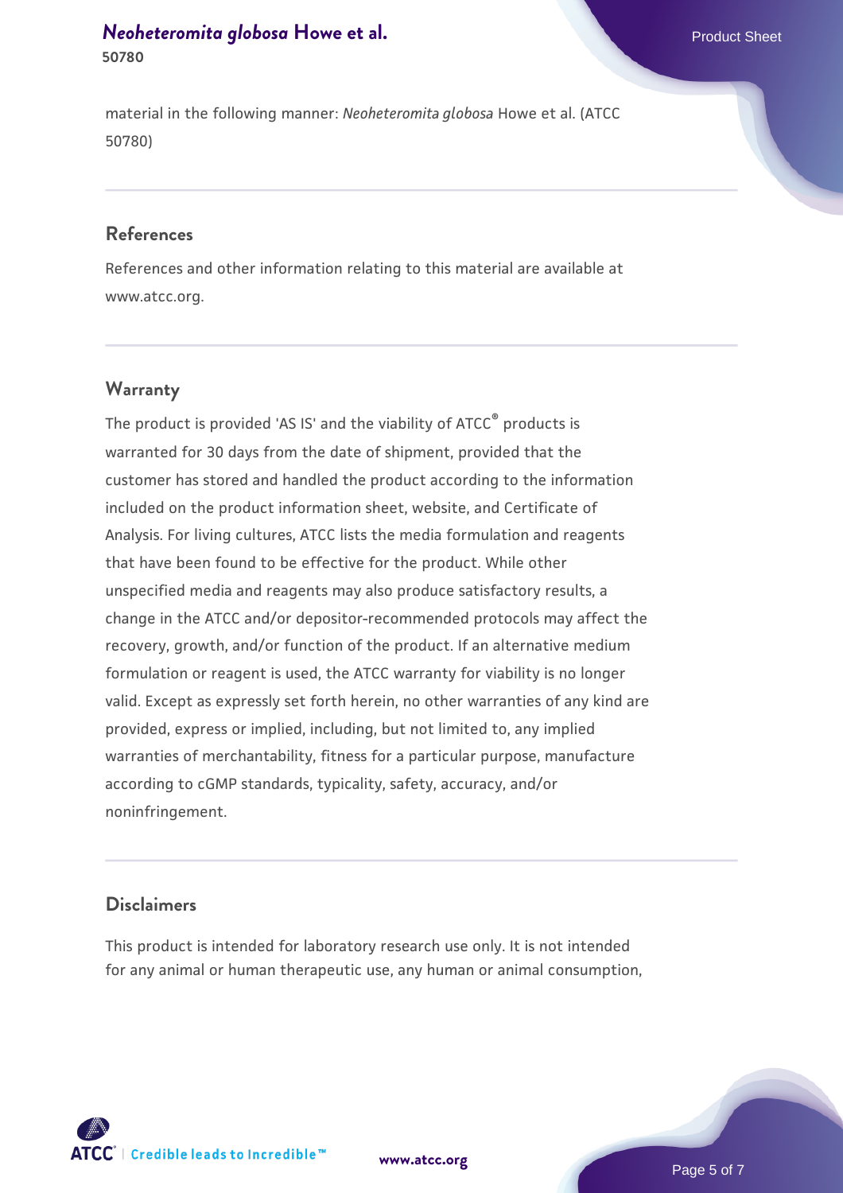material in the following manner: *Neoheteromita globosa* Howe et al. (ATCC 50780)

## References

References and other information relating to this material are available at www.atcc.org.

## Warranty

The product is provided 'AS IS' and the viability of ATCC® products is warranted for 30 days from the date of shipment, provided that the customer has stored and handled the product according to the information included on the product information sheet, website, and Certificate of Analysis. For living cultures, ATCC lists the media formulation and reagents that have been found to be effective for the product. While other unspecified media and reagents may also produce satisfactory results, a change in the ATCC and/or depositor-recommended protocols may affect the recovery, growth, and/or function of the product. If an alternative medium formulation or reagent is used, the ATCC warranty for viability is no longer valid. Except as expressly set forth herein, no other warranties of any kind are provided, express or implied, including, but not limited to, any implied warranties of merchantability, fitness for a particular purpose, manufacture according to cGMP standards, typicality, safety, accuracy, and/or noninfringement.

## Disclaimers

This product is intended for laboratory research use only. It is not intended for any animal or human therapeutic use, any human or animal consumption,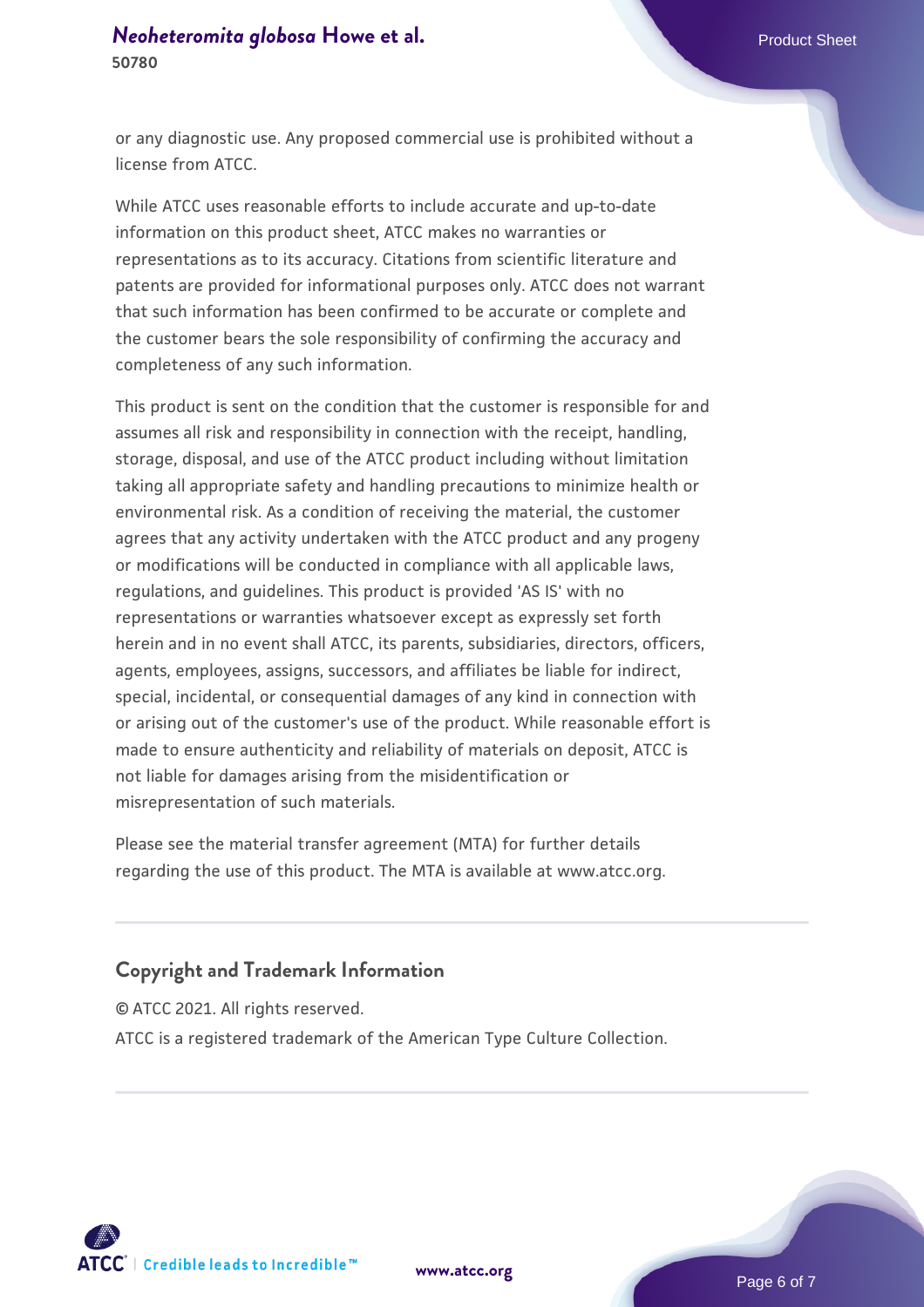or any diagnostic use. Any proposed commercial use is prohibited without a license from ATCC.

While ATCC uses reasonable efforts to include accurate and up-to-date information on this product sheet, ATCC makes no warranties or representations as to its accuracy. Citations from scientific literature and patents are provided for informational purposes only. ATCC does not warrant that such information has been confirmed to be accurate or complete and the customer bears the sole responsibility of confirming the accuracy and completeness of any such information.

This product is sent on the condition that the customer is responsible for and assumes all risk and responsibility in connection with the receipt, handling, storage, disposal, and use of the ATCC product including without limitation taking all appropriate safety and handling precautions to minimize health or environmental risk. As a condition of receiving the material, the customer agrees that any activity undertaken with the ATCC product and any progeny or modifications will be conducted in compliance with all applicable laws, regulations, and guidelines. This product is provided 'AS IS' with no representations or warranties whatsoever except as expressly set forth herein and in no event shall ATCC, its parents, subsidiaries, directors, officers, agents, employees, assigns, successors, and affiliates be liable for indirect, special, incidental, or consequential damages of any kind in connection with or arising out of the customer's use of the product. While reasonable effort is made to ensure authenticity and reliability of materials on deposit, ATCC is not liable for damages arising from the misidentification or misrepresentation of such materials.

Please see the material transfer agreement (MTA) for further details regarding the use of this product. The MTA is available at www.atcc.org.

## Copyright and Trademark Information

© ATCC 2021. All rights reserved.

ATCC is a registered trademark of the American Type Culture Collection.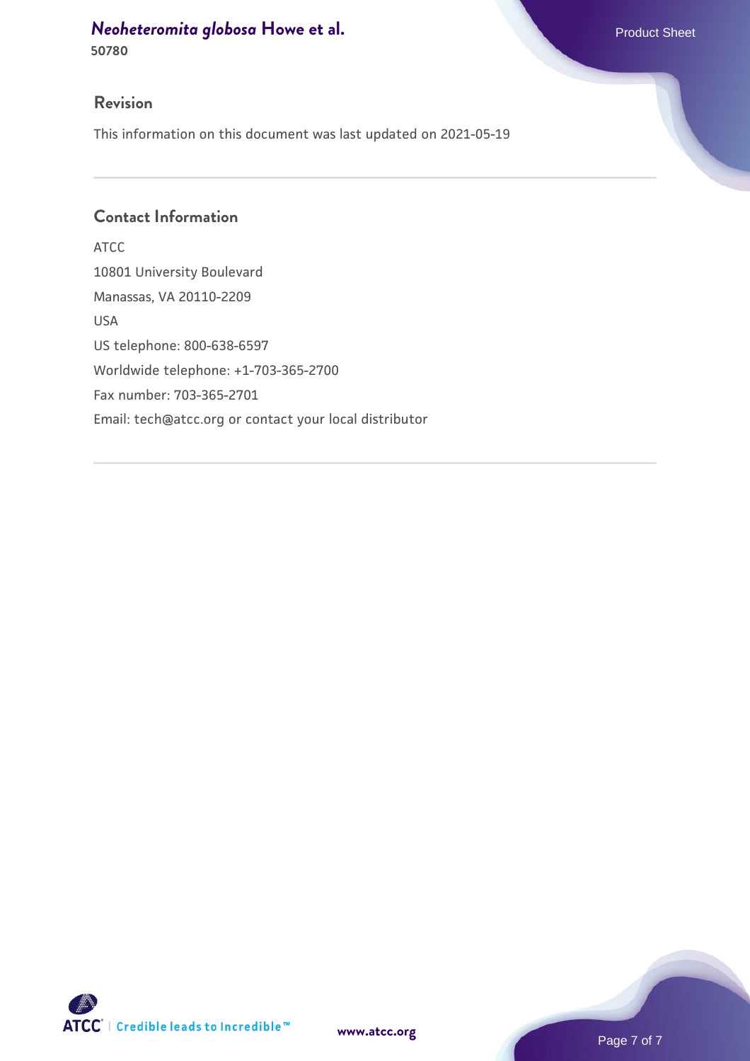## Revision

This information on this document was last updated on 2021-05-19

## Contact Information

ATCC
10801 University Boulevard
Manassas, VA 20110-2209
USA
US telephone: 800-638-6597
Worldwide telephone: +1-703-365-2700
Fax number: 703-365-2701
Email: tech@atcc.org or contact your local distributor